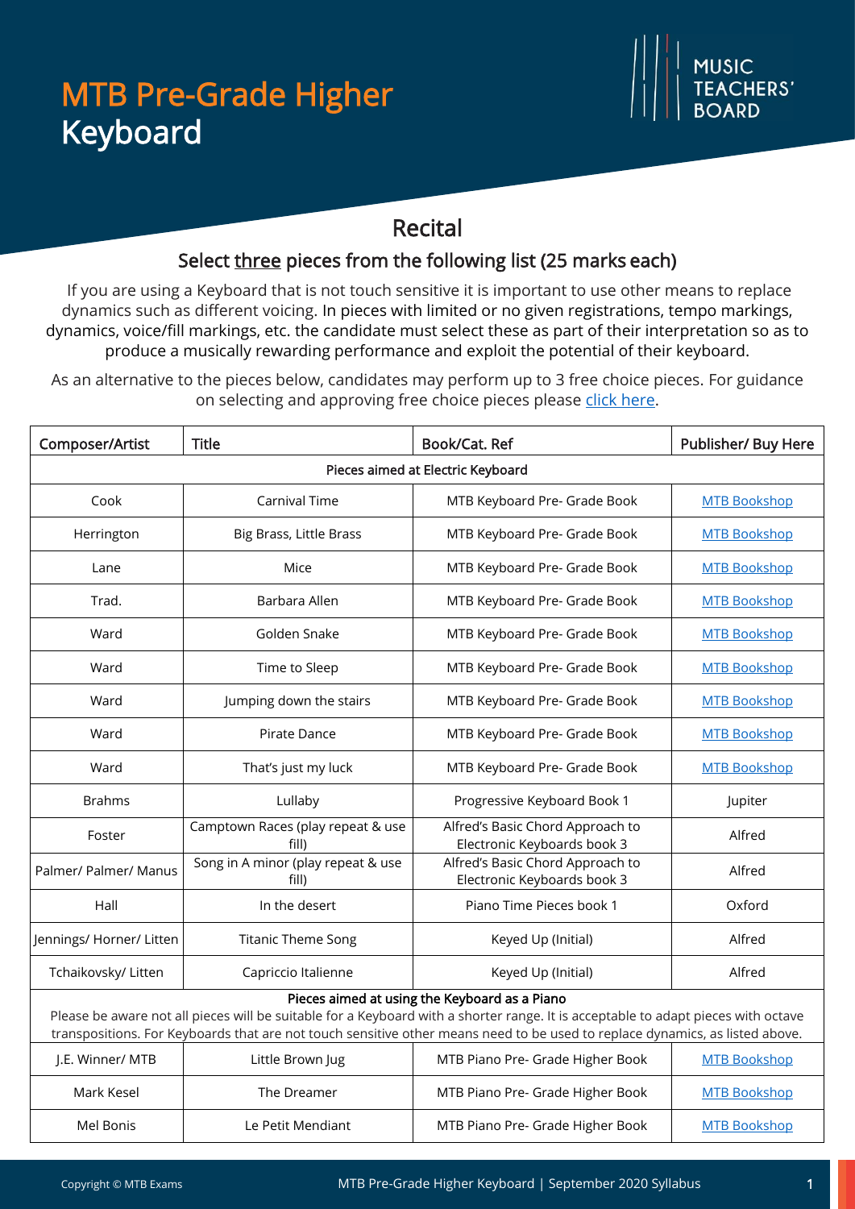# MTB Pre-Grade Higher Keyboard

MUSIC TEACHERS' BOARD

## Recital

### Select three pieces from the following list (25 marks each)

If you are using a Keyboard that is not touch sensitive it is important to use other means to replace dynamics such as different voicing. In pieces with limited or no given registrations, tempo markings, dynamics, voice/fill markings, etc. the candidate must select these as part of their interpretation so as to produce a musically rewarding performance and exploit the potential of their keyboard.

As an alternative to the pieces below, candidates may perform up to 3 free choice pieces. For guidance on selecting and approving free choice pieces please click here.

| Composer/Artist | Title | Book/Cat. Ref | Publisher/ Buy Here |
|---|---|---|---|
| **Pieces aimed at Electric Keyboard** | | | |
| Cook | Carnival Time | MTB Keyboard Pre- Grade Book | MTB Bookshop |
| Herrington | Big Brass, Little Brass | MTB Keyboard Pre- Grade Book | MTB Bookshop |
| Lane | Mice | MTB Keyboard Pre- Grade Book | MTB Bookshop |
| Trad. | Barbara Allen | MTB Keyboard Pre- Grade Book | MTB Bookshop |
| Ward | Golden Snake | MTB Keyboard Pre- Grade Book | MTB Bookshop |
| Ward | Time to Sleep | MTB Keyboard Pre- Grade Book | MTB Bookshop |
| Ward | Jumping down the stairs | MTB Keyboard Pre- Grade Book | MTB Bookshop |
| Ward | Pirate Dance | MTB Keyboard Pre- Grade Book | MTB Bookshop |
| Ward | That's just my luck | MTB Keyboard Pre- Grade Book | MTB Bookshop |
| Brahms | Lullaby | Progressive Keyboard Book 1 | Jupiter |
| Foster | Camptown Races (play repeat & use fill) | Alfred's Basic Chord Approach to Electronic Keyboards book 3 | Alfred |
| Palmer/ Palmer/ Manus | Song in A minor (play repeat & use fill) | Alfred's Basic Chord Approach to Electronic Keyboards book 3 | Alfred |
| Hall | In the desert | Piano Time Pieces book 1 | Oxford |
| Jennings/ Horner/ Litten | Titanic Theme Song | Keyed Up (Initial) | Alfred |
| Tchaikovsky/ Litten | Capriccio Italienne | Keyed Up (Initial) | Alfred |
| **Pieces aimed at using the Keyboard as a Piano** Please be aware not all pieces will be suitable for a Keyboard with a shorter range. It is acceptable to adapt pieces with octave transpositions. For Keyboards that are not touch sensitive other means need to be used to replace dynamics, as listed above. | | | |
| J.E. Winner/ MTB | Little Brown Jug | MTB Piano Pre- Grade Higher Book | MTB Bookshop |
| Mark Kesel | The Dreamer | MTB Piano Pre- Grade Higher Book | MTB Bookshop |
| Mel Bonis | Le Petit Mendiant | MTB Piano Pre- Grade Higher Book | MTB Bookshop |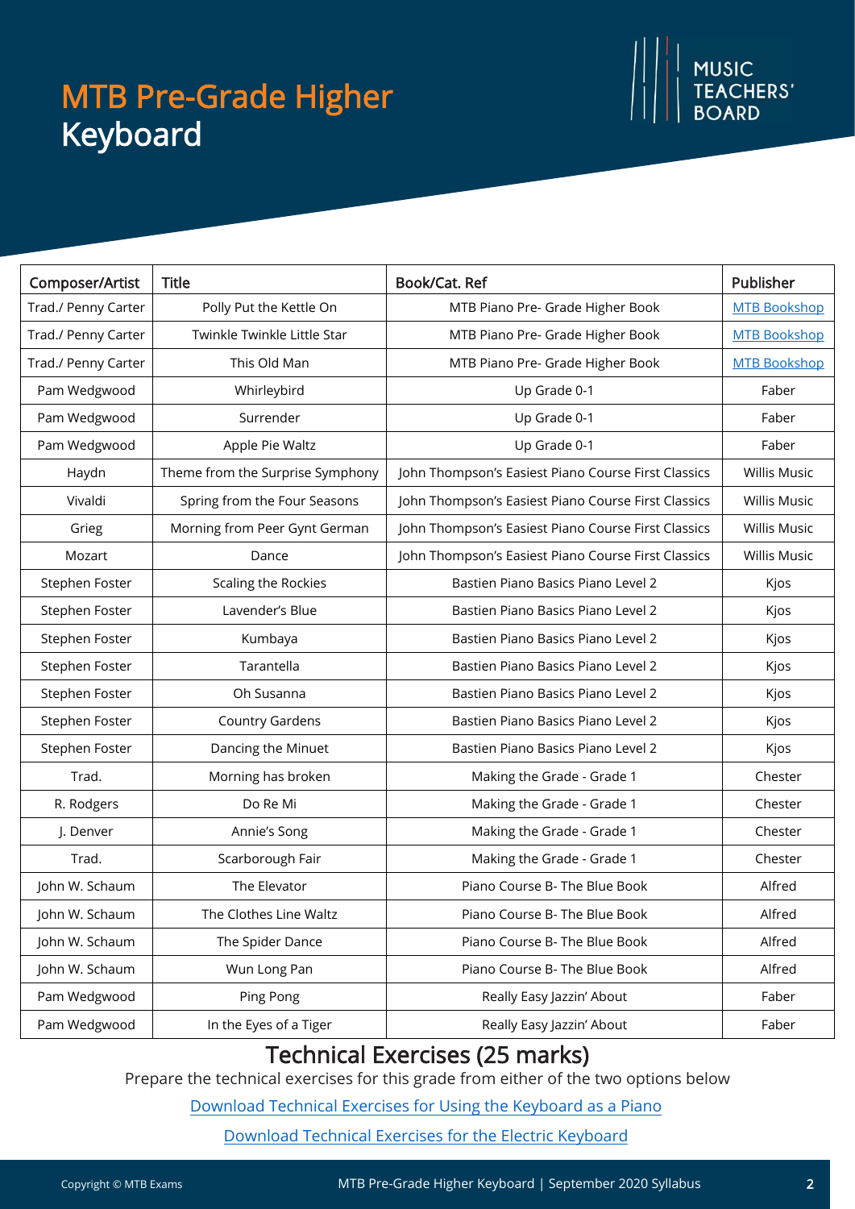# MTB Pre-Grade Higher
## Keyboard

MUSIC TEACHERS' BOARD

| Composer/Artist | Title | Book/Cat. Ref | Publisher |
|---|---|---|---|
| Trad./ Penny Carter | Polly Put the Kettle On | MTB Piano Pre- Grade Higher Book | MTB Bookshop |
| Trad./ Penny Carter | Twinkle Twinkle Little Star | MTB Piano Pre- Grade Higher Book | MTB Bookshop |
| Trad./ Penny Carter | This Old Man | MTB Piano Pre- Grade Higher Book | MTB Bookshop |
| Pam Wedgwood | Whirleybird | Up Grade 0-1 | Faber |
| Pam Wedgwood | Surrender | Up Grade 0-1 | Faber |
| Pam Wedgwood | Apple Pie Waltz | Up Grade 0-1 | Faber |
| Haydn | Theme from the Surprise Symphony | John Thompson's Easiest Piano Course First Classics | Willis Music |
| Vivaldi | Spring from the Four Seasons | John Thompson's Easiest Piano Course First Classics | Willis Music |
| Grieg | Morning from Peer Gynt German | John Thompson's Easiest Piano Course First Classics | Willis Music |
| Mozart | Dance | John Thompson's Easiest Piano Course First Classics | Willis Music |
| Stephen Foster | Scaling the Rockies | Bastien Piano Basics Piano Level 2 | Kjos |
| Stephen Foster | Lavender's Blue | Bastien Piano Basics Piano Level 2 | Kjos |
| Stephen Foster | Kumbaya | Bastien Piano Basics Piano Level 2 | Kjos |
| Stephen Foster | Tarantella | Bastien Piano Basics Piano Level 2 | Kjos |
| Stephen Foster | Oh Susanna | Bastien Piano Basics Piano Level 2 | Kjos |
| Stephen Foster | Country Gardens | Bastien Piano Basics Piano Level 2 | Kjos |
| Stephen Foster | Dancing the Minuet | Bastien Piano Basics Piano Level 2 | Kjos |
| Trad. | Morning has broken | Making the Grade - Grade 1 | Chester |
| R. Rodgers | Do Re Mi | Making the Grade - Grade 1 | Chester |
| J. Denver | Annie's Song | Making the Grade - Grade 1 | Chester |
| Trad. | Scarborough Fair | Making the Grade - Grade 1 | Chester |
| John W. Schaum | The Elevator | Piano Course B- The Blue Book | Alfred |
| John W. Schaum | The Clothes Line Waltz | Piano Course B- The Blue Book | Alfred |
| John W. Schaum | The Spider Dance | Piano Course B- The Blue Book | Alfred |
| John W. Schaum | Wun Long Pan | Piano Course B- The Blue Book | Alfred |
| Pam Wedgwood | Ping Pong | Really Easy Jazzin' About | Faber |
| Pam Wedgwood | In the Eyes of a Tiger | Really Easy Jazzin' About | Faber |

## Technical Exercises (25 marks)

Prepare the technical exercises for this grade from either of the two options below

Download Technical Exercises for Using the Keyboard as a Piano

Download Technical Exercises for the Electric Keyboard